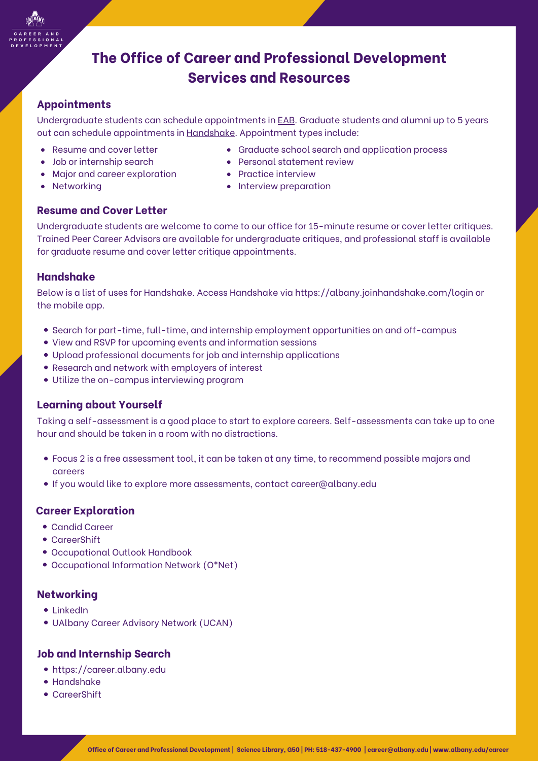# The Office of Career and Professional Development Services and Resources

## Appointments

Undergraduate students can schedule appointments in EAB. Graduate students and alumni up to 5 years out can schedule appointments in Handshake. Appointment types include:

- Resume and cover letter
- Job or internship search
- Major and career exploration
- Networking
- Graduate school search and application process
- Personal statement review
- Practice interview
- Interview preparation

## Resume and Cover Letter

Undergraduate students are welcome to come to our office for 15-minute resume or cover letter critiques. Trained Peer Career Advisors are available for undergraduate critiques, and professional staff is available for graduate resume and cover letter critique appointments.

## Handshake

Below is a list of uses for Handshake. Access Handshake via https://albany.joinhandshake.com/login or the mobile app.

- Search for part-time, full-time, and internship employment opportunities on and off-campus
- View and RSVP for upcoming events and information sessions
- Upload professional documents for job and internship applications
- Research and network with employers of interest
- Utilize the on-campus interviewing program

## Learning about Yourself

Taking a self-assessment is a good place to start to explore careers. Self-assessments can take up to one hour and should be taken in a room with no distractions.

- Focus 2 is a free assessment tool, it can be taken at any time, to recommend possible majors and careers
- If you would like to explore more assessments, contact career@albany.edu

## Career Exploration

- Candid Career
- CareerShift
- Occupational Outlook Handbook
- Occupational Information Network (O*Net)

## Networking

- LinkedIn
- UAlbany Career Advisory Network (UCAN)

## Job and Internship Search

- https://career.albany.edu
- Handshake
- CareerShift

**Office of Career and Professional Development | Science Library, G50 | PH: 518-437-4900 | career@albany.edu | www.albany.edu/career**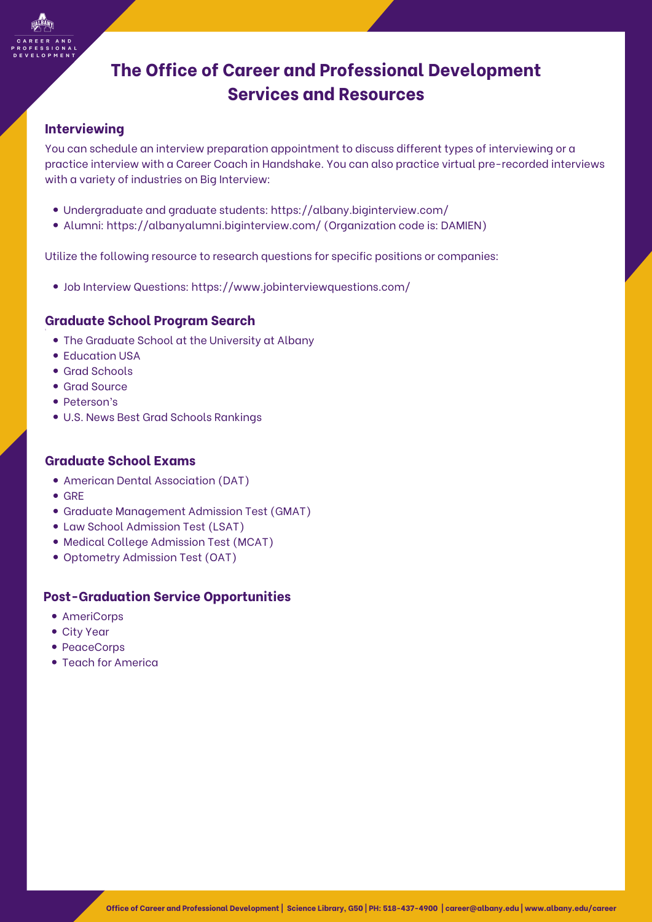# The Office of Career and Professional Development Services and Resources

## Interviewing

You can schedule an interview preparation appointment to discuss different types of interviewing or a practice interview with a Career Coach in Handshake. You can also practice virtual pre-recorded interviews with a variety of industries on Big Interview:

- Undergraduate and graduate students: https://albany.biginterview.com/
- Alumni: https://albanyalumni.biginterview.com/ (Organization code is: DAMIEN)

Utilize the following resource to research questions for specific positions or companies:

- Job Interview Questions: https://www.jobinterviewquestions.com/

## Graduate School Program Search

- The Graduate School at the University at Albany
- Education USA
- Grad Schools
- Grad Source
- Peterson's
- U.S. News Best Grad Schools Rankings

## Graduate School Exams

- American Dental Association (DAT)
- GRE
- Graduate Management Admission Test (GMAT)
- Law School Admission Test (LSAT)
- Medical College Admission Test (MCAT)
- Optometry Admission Test (OAT)

## Post-Graduation Service Opportunities

- AmeriCorps
- City Year
- PeaceCorps
- Teach for America